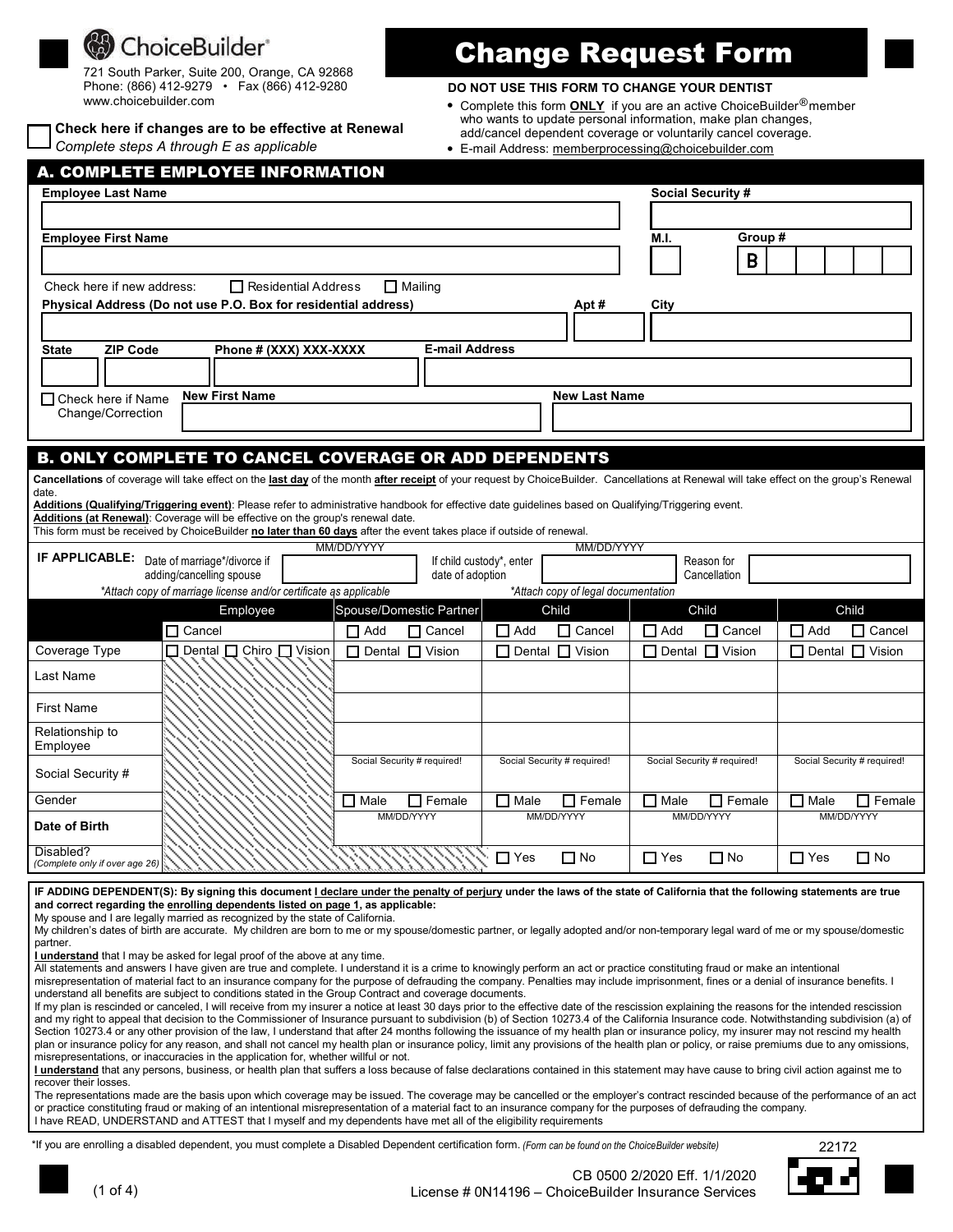ChoiceBuilder®

721 South Parker, Suite 200, Orange, CA 92868
Phone: (866) 412-9279 • Fax (866) 412-9280
www.choicebuilder.com

# Change Request Form

**DO NOT USE THIS FORM TO CHANGE YOUR DENTIST**

- Complete this form **ONLY** if you are an active ChoiceBuilder® member who wants to update personal information, make plan changes, add/cancel dependent coverage or voluntarily cancel coverage.
- E-mail Address: memberprocessing@choicebuilder.com

☐ **Check here if changes are to be effective at Renewal**
*Complete steps A through E as applicable*

## A. COMPLETE EMPLOYEE INFORMATION

**Employee Last Name** | **Social Security #**

**Employee First Name** | **M.I.** | **Group #** B

Check here if new address: ☐ Residential Address ☐ Mailing

**Physical Address (Do not use P.O. Box for residential address)** | **Apt #** | **City**

**State** | **ZIP Code** | **Phone # (XXX) XXX-XXXX** | **E-mail Address**

☐ Check here if Name Change/Correction | **New First Name** | **New Last Name**

## B. ONLY COMPLETE TO CANCEL COVERAGE OR ADD DEPENDENTS

**Cancellations** of coverage will take effect on the **last day** of the month **after receipt** of your request by ChoiceBuilder. Cancellations at Renewal will take effect on the group's Renewal date.

**Additions (Qualifying/Triggering event)**: Please refer to administrative handbook for effective date guidelines based on Qualifying/Triggering event.

**Additions (at Renewal)**: Coverage will be effective on the group's renewal date.

This form must be received by ChoiceBuilder **no later than 60 days** after the event takes place if outside of renewal.

**IF APPLICABLE:** Date of marriage*/divorce if adding/cancelling spouse (MM/DD/YYYY) | If child custody*, enter date of adoption (MM/DD/YYYY) | Reason for Cancellation

*\*Attach copy of marriage license and/or certificate as applicable* | *\*Attach copy of legal documentation*

| | Employee | Spouse/Domestic Partner | Child | Child | Child |
|---|---|---|---|---|---|
| | ☐ Cancel | ☐ Add ☐ Cancel | ☐ Add ☐ Cancel | ☐ Add ☐ Cancel | ☐ Add ☐ Cancel |
| Coverage Type | ☐ Dental ☐ Chiro ☐ Vision | ☐ Dental ☐ Vision | ☐ Dental ☐ Vision | ☐ Dental ☐ Vision | ☐ Dental ☐ Vision |
| Last Name | | | | | |
| First Name | | | | | |
| Relationship to Employee | | | | | |
| Social Security # | | Social Security # required! | Social Security # required! | Social Security # required! | Social Security # required! |
| Gender | | ☐ Male ☐ Female | ☐ Male ☐ Female | ☐ Male ☐ Female | ☐ Male ☐ Female |
| Date of Birth | | MM/DD/YYYY | MM/DD/YYYY | MM/DD/YYYY | MM/DD/YYYY |
| Disabled? *(Complete only if over age 26)* | | | ☐ Yes ☐ No | ☐ Yes ☐ No | ☐ Yes ☐ No |

**IF ADDING DEPENDENT(S): By signing this document I declare under the penalty of perjury under the laws of the state of California that the following statements are true and correct regarding the enrolling dependents listed on page 1, as applicable:**

My spouse and I are legally married as recognized by the state of California.

My children's dates of birth are accurate. My children are born to me or my spouse/domestic partner, or legally adopted and/or non-temporary legal ward of me or my spouse/domestic partner.

**I understand** that I may be asked for legal proof of the above at any time.

All statements and answers I have given are true and complete. I understand it is a crime to knowingly perform an act or practice constituting fraud or make an intentional misrepresentation of material fact to an insurance company for the purpose of defrauding the company. Penalties may include imprisonment, fines or a denial of insurance benefits. I understand all benefits are subject to conditions stated in the Group Contract and coverage documents.

If my plan is rescinded or canceled, I will receive from my insurer a notice at least 30 days prior to the effective date of the rescission explaining the reasons for the intended rescission and my right to appeal that decision to the Commissioner of Insurance pursuant to subdivision (b) of Section 10273.4 of the California Insurance code. Notwithstanding subdivision (a) of Section 10273.4 or any other provision of the law, I understand that after 24 months following the issuance of my health plan or insurance policy, my insurer may not rescind my health plan or insurance policy for any reason, and shall not cancel my health plan or insurance policy, limit any provisions of the health plan or policy, or raise premiums due to any omissions, misrepresentations, or inaccuracies in the application for, whether willful or not.

**I understand** that any persons, business, or health plan that suffers a loss because of false declarations contained in this statement may have cause to bring civil action against me to recover their losses.

The representations made are the basis upon which coverage may be issued. The coverage may be cancelled or the employer's contract rescinded because of the performance of an act or practice constituting fraud or making of an intentional misrepresentation of a material fact to an insurance company for the purposes of defrauding the company.

I have READ, UNDERSTAND and ATTEST that I myself and my dependents have met all of the eligibility requirements

\*If you are enrolling a disabled dependent, you must complete a Disabled Dependent certification form. *(Form can be found on the ChoiceBuilder website)*

22172

CB 0500 2/2020 Eff. 1/1/2020
License # 0N14196 – ChoiceBuilder Insurance Services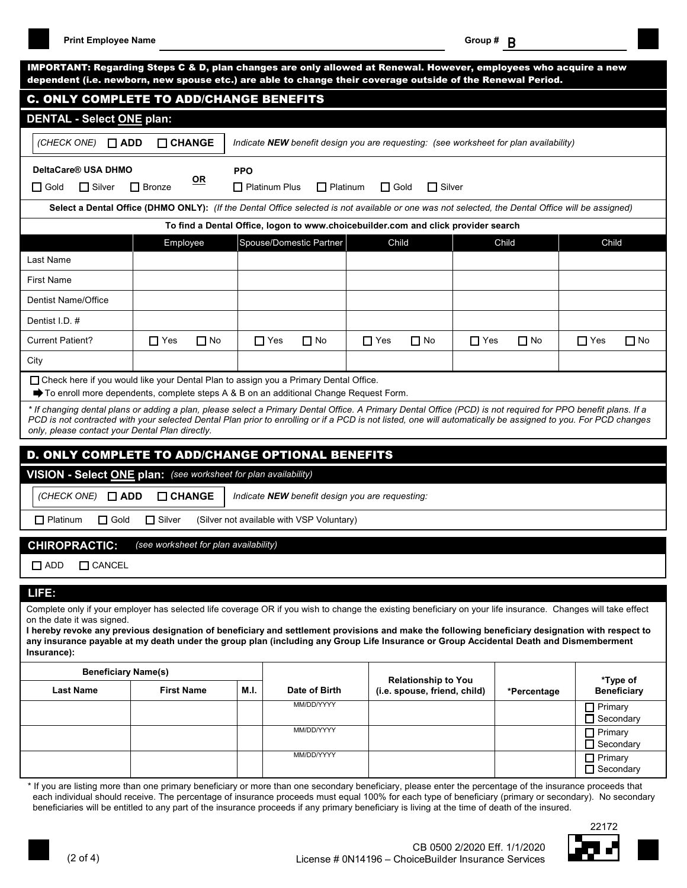**Print Employee Name** ______________________ **Group #** B

**IMPORTANT: Regarding Steps C & D, plan changes are only allowed at Renewal. However, employees who acquire a new dependent (i.e. newborn, new spouse etc.) are able to change their coverage outside of the Renewal Period.**

## C. ONLY COMPLETE TO ADD/CHANGE BENEFITS

### DENTAL - Select ONE plan:

*(CHECK ONE)* ☐ **ADD** ☐ **CHANGE** — *Indicate **NEW** benefit design you are requesting: (see worksheet for plan availability)*

**DeltaCare® USA DHMO**
☐ Gold ☐ Silver ☐ Bronze

**OR**

**PPO**
☐ Platinum Plus ☐ Platinum ☐ Gold ☐ Silver

**Select a Dental Office (DHMO ONLY):** *(If the Dental Office selected is not available or one was not selected, the Dental Office will be assigned)*

**To find a Dental Office, logon to www.choicebuilder.com and click provider search**

| | Employee | Spouse/Domestic Partner | Child | Child | Child |
|---|---|---|---|---|---|
| Last Name | | | | | |
| First Name | | | | | |
| Dentist Name/Office | | | | | |
| Dentist I.D. # | | | | | |
| Current Patient? | ☐ Yes ☐ No | ☐ Yes ☐ No | ☐ Yes ☐ No | ☐ Yes ☐ No | ☐ Yes ☐ No |
| City | | | | | |

☐ Check here if you would like your Dental Plan to assign you a Primary Dental Office.

➡ To enroll more dependents, complete steps A & B on an additional Change Request Form.

*\* If changing dental plans or adding a plan, please select a Primary Dental Office. A Primary Dental Office (PCD) is not required for PPO benefit plans. If a PCD is not contracted with your selected Dental Plan prior to enrolling or if a PCD is not listed, one will automatically be assigned to you. For PCD changes only, please contact your Dental Plan directly.*

## D. ONLY COMPLETE TO ADD/CHANGE OPTIONAL BENEFITS

### VISION - Select ONE plan: *(see worksheet for plan availability)*

*(CHECK ONE)* ☐ **ADD** ☐ **CHANGE** — *Indicate **NEW** benefit design you are requesting:*

☐ Platinum ☐ Gold ☐ Silver (Silver not available with VSP Voluntary)

### CHIROPRACTIC: *(see worksheet for plan availability)*

☐ ADD ☐ CANCEL

### LIFE:

Complete only if your employer has selected life coverage OR if you wish to change the existing beneficiary on your life insurance. Changes will take effect on the date it was signed.

**I hereby revoke any previous designation of beneficiary and settlement provisions and make the following beneficiary designation with respect to any insurance payable at my death under the group plan (including any Group Life Insurance or Group Accidental Death and Dismemberment Insurance):**

| Beneficiary Name(s) | | | | | | |
|---|---|---|---|---|---|---|
| **Last Name** | **First Name** | **M.I.** | **Date of Birth** | **Relationship to You (i.e. spouse, friend, child)** | **\*Percentage** | **\*Type of Beneficiary** |
| | | | MM/DD/YYYY | | | ☐ Primary ☐ Secondary |
| | | | MM/DD/YYYY | | | ☐ Primary ☐ Secondary |
| | | | MM/DD/YYYY | | | ☐ Primary ☐ Secondary |

\* If you are listing more than one primary beneficiary or more than one secondary beneficiary, please enter the percentage of the insurance proceeds that each individual should receive. The percentage of insurance proceeds must equal 100% for each type of beneficiary (primary or secondary). No secondary beneficiaries will be entitled to any part of the insurance proceeds if any primary beneficiary is living at the time of death of the insured.

22172

CB 0500 2/2020 Eff. 1/1/2020
License # 0N14196 – ChoiceBuilder Insurance Services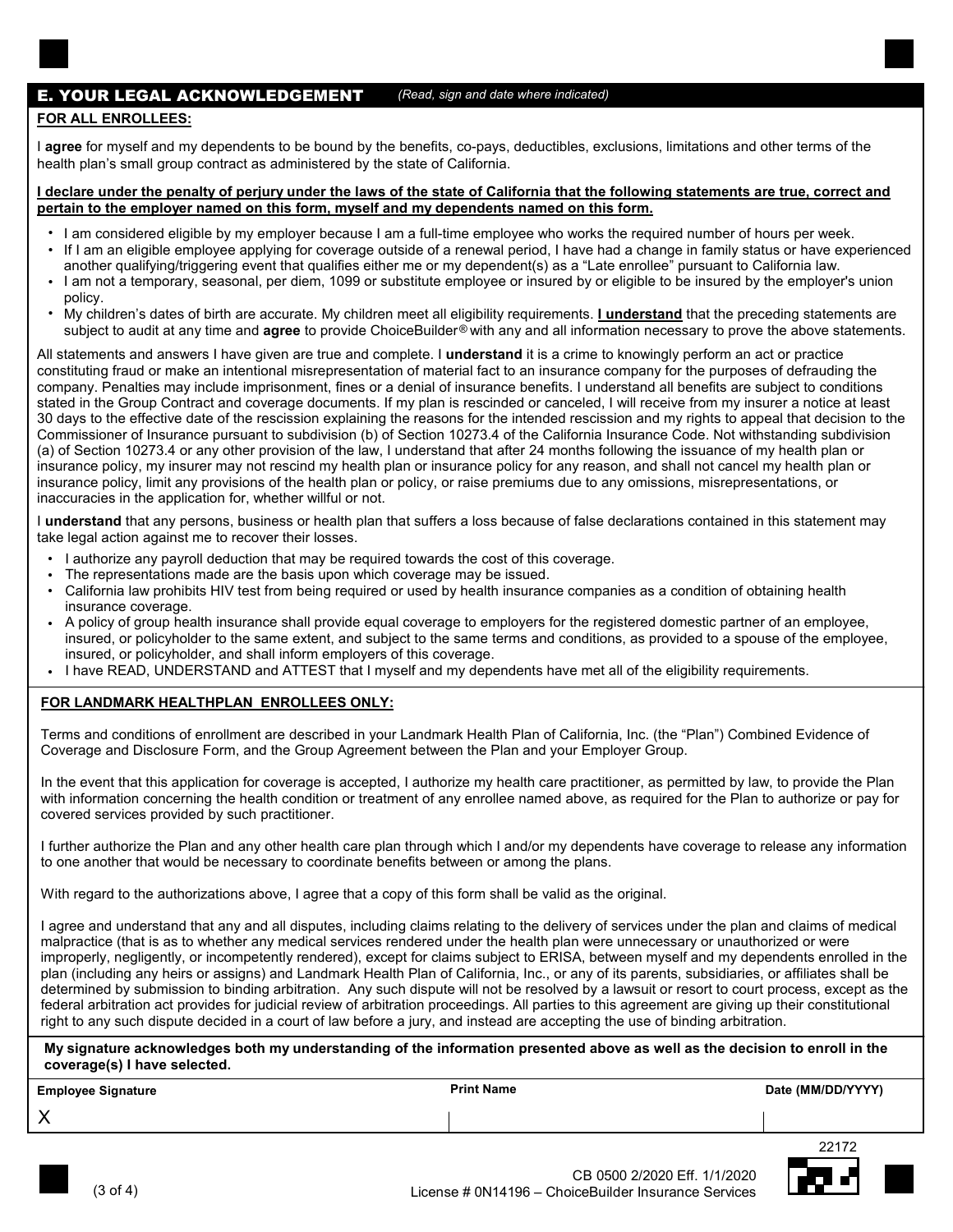## E. YOUR LEGAL ACKNOWLEDGEMENT *(Read, sign and date where indicated)*

**FOR ALL ENROLLEES:**

I **agree** for myself and my dependents to be bound by the benefits, co-pays, deductibles, exclusions, limitations and other terms of the health plan's small group contract as administered by the state of California.

**I declare under the penalty of perjury under the laws of the state of California that the following statements are true, correct and pertain to the employer named on this form, myself and my dependents named on this form.**

- I am considered eligible by my employer because I am a full-time employee who works the required number of hours per week.
- If I am an eligible employee applying for coverage outside of a renewal period, I have had a change in family status or have experienced another qualifying/triggering event that qualifies either me or my dependent(s) as a "Late enrollee" pursuant to California law.
- I am not a temporary, seasonal, per diem, 1099 or substitute employee or insured by or eligible to be insured by the employer's union policy.
- My children's dates of birth are accurate. My children meet all eligibility requirements. **I understand** that the preceding statements are subject to audit at any time and **agree** to provide ChoiceBuilder® with any and all information necessary to prove the above statements.

All statements and answers I have given are true and complete. I **understand** it is a crime to knowingly perform an act or practice constituting fraud or make an intentional misrepresentation of material fact to an insurance company for the purposes of defrauding the company. Penalties may include imprisonment, fines or a denial of insurance benefits. I understand all benefits are subject to conditions stated in the Group Contract and coverage documents. If my plan is rescinded or canceled, I will receive from my insurer a notice at least 30 days to the effective date of the rescission explaining the reasons for the intended rescission and my rights to appeal that decision to the Commissioner of Insurance pursuant to subdivision (b) of Section 10273.4 of the California Insurance Code. Not withstanding subdivision (a) of Section 10273.4 or any other provision of the law, I understand that after 24 months following the issuance of my health plan or insurance policy, my insurer may not rescind my health plan or insurance policy for any reason, and shall not cancel my health plan or insurance policy, limit any provisions of the health plan or policy, or raise premiums due to any omissions, misrepresentations, or inaccuracies in the application for, whether willful or not.

I **understand** that any persons, business or health plan that suffers a loss because of false declarations contained in this statement may take legal action against me to recover their losses.

- I authorize any payroll deduction that may be required towards the cost of this coverage.
- The representations made are the basis upon which coverage may be issued.
- California law prohibits HIV test from being required or used by health insurance companies as a condition of obtaining health insurance coverage.
- A policy of group health insurance shall provide equal coverage to employers for the registered domestic partner of an employee, insured, or policyholder to the same extent, and subject to the same terms and conditions, as provided to a spouse of the employee, insured, or policyholder, and shall inform employers of this coverage.
- I have READ, UNDERSTAND and ATTEST that I myself and my dependents have met all of the eligibility requirements.

**FOR LANDMARK HEALTHPLAN ENROLLEES ONLY:**

Terms and conditions of enrollment are described in your Landmark Health Plan of California, Inc. (the "Plan") Combined Evidence of Coverage and Disclosure Form, and the Group Agreement between the Plan and your Employer Group.

In the event that this application for coverage is accepted, I authorize my health care practitioner, as permitted by law, to provide the Plan with information concerning the health condition or treatment of any enrollee named above, as required for the Plan to authorize or pay for covered services provided by such practitioner.

I further authorize the Plan and any other health care plan through which I and/or my dependents have coverage to release any information to one another that would be necessary to coordinate benefits between or among the plans.

With regard to the authorizations above, I agree that a copy of this form shall be valid as the original.

I agree and understand that any and all disputes, including claims relating to the delivery of services under the plan and claims of medical malpractice (that is as to whether any medical services rendered under the health plan were unnecessary or unauthorized or were improperly, negligently, or incompetently rendered), except for claims subject to ERISA, between myself and my dependents enrolled in the plan (including any heirs or assigns) and Landmark Health Plan of California, Inc., or any of its parents, subsidiaries, or affiliates shall be determined by submission to binding arbitration. Any such dispute will not be resolved by a lawsuit or resort to court process, except as the federal arbitration act provides for judicial review of arbitration proceedings. All parties to this agreement are giving up their constitutional right to any such dispute decided in a court of law before a jury, and instead are accepting the use of binding arbitration.

**My signature acknowledges both my understanding of the information presented above as well as the decision to enroll in the coverage(s) I have selected.**

| Employee Signature | Print Name | Date (MM/DD/YYYY) |
|---|---|---|
| X | | |

22172

CB 0500 2/2020 Eff. 1/1/2020
License # 0N14196 – ChoiceBuilder Insurance Services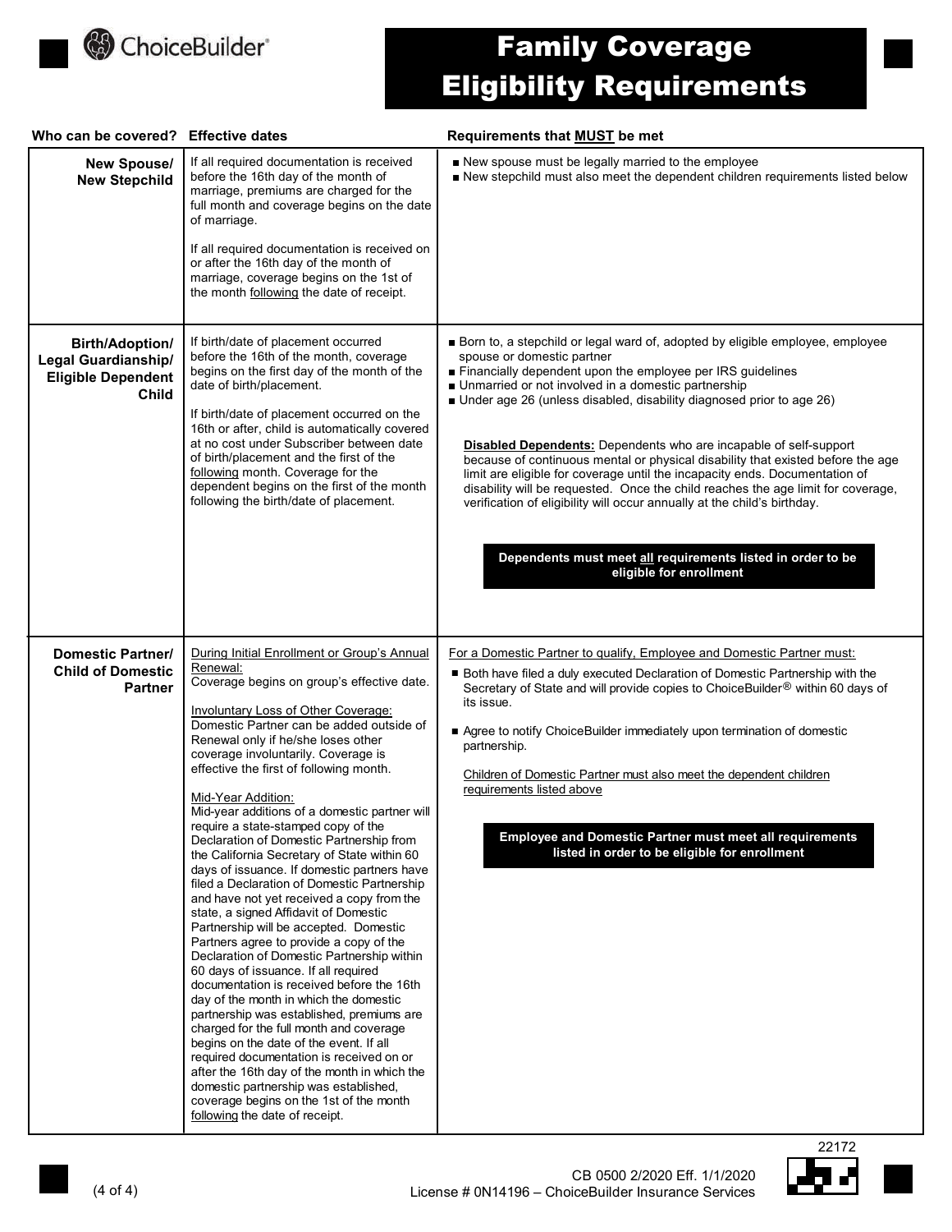ChoiceBuilder®

# Family Coverage Eligibility Requirements

| Who can be covered? | Effective dates | Requirements that **MUST** be met |
|---|---|---|
| **New Spouse/ New Stepchild** | If all required documentation is received before the 16th day of the month of marriage, premiums are charged for the full month and coverage begins on the date of marriage.<br><br>If all required documentation is received on or after the 16th day of the month of marriage, coverage begins on the 1st of the month following the date of receipt. | ■ New spouse must be legally married to the employee<br>■ New stepchild must also meet the dependent children requirements listed below |
| **Birth/Adoption/ Legal Guardianship/ Eligible Dependent Child** | If birth/date of placement occurred before the 16th of the month, coverage begins on the first day of the month of the date of birth/placement.<br><br>If birth/date of placement occurred on the 16th or after, child is automatically covered at no cost under Subscriber between date of birth/placement and the first of the following month. Coverage for the dependent begins on the first of the month following the birth/date of placement. | ■ Born to, a stepchild or legal ward of, adopted by eligible employee, employee spouse or domestic partner<br>■ Financially dependent upon the employee per IRS guidelines<br>■ Unmarried or not involved in a domestic partnership<br>■ Under age 26 (unless disabled, disability diagnosed prior to age 26)<br><br>**Disabled Dependents:** Dependents who are incapable of self-support because of continuous mental or physical disability that existed before the age limit are eligible for coverage until the incapacity ends. Documentation of disability will be requested. Once the child reaches the age limit for coverage, verification of eligibility will occur annually at the child's birthday.<br><br>**Dependents must meet all requirements listed in order to be eligible for enrollment** |
| **Domestic Partner/ Child of Domestic Partner** | During Initial Enrollment or Group's Annual Renewal:<br>Coverage begins on group's effective date.<br><br>Involuntary Loss of Other Coverage:<br>Domestic Partner can be added outside of Renewal only if he/she loses other coverage involuntarily. Coverage is effective the first of following month.<br><br>Mid-Year Addition:<br>Mid-year additions of a domestic partner will require a state-stamped copy of the Declaration of Domestic Partnership from the California Secretary of State within 60 days of issuance. If domestic partners have filed a Declaration of Domestic Partnership and have not yet received a copy from the state, a signed Affidavit of Domestic Partnership will be accepted. Domestic Partners agree to provide a copy of the Declaration of Domestic Partnership within 60 days of issuance. If all required documentation is received before the 16th day of the month in which the domestic partnership was established, premiums are charged for the full month and coverage begins on the date of the event. If all required documentation is received on or after the 16th day of the month in which the domestic partnership was established, coverage begins on the 1st of the month following the date of receipt. | For a Domestic Partner to qualify, Employee and Domestic Partner must:<br>■ Both have filed a duly executed Declaration of Domestic Partnership with the Secretary of State and will provide copies to ChoiceBuilder® within 60 days of its issue.<br>■ Agree to notify ChoiceBuilder immediately upon termination of domestic partnership.<br><br>Children of Domestic Partner must also meet the dependent children requirements listed above<br><br>**Employee and Domestic Partner must meet all requirements listed in order to be eligible for enrollment** |

CB 0500 2/2020 Eff. 1/1/2020
License # 0N14196 – ChoiceBuilder Insurance Services